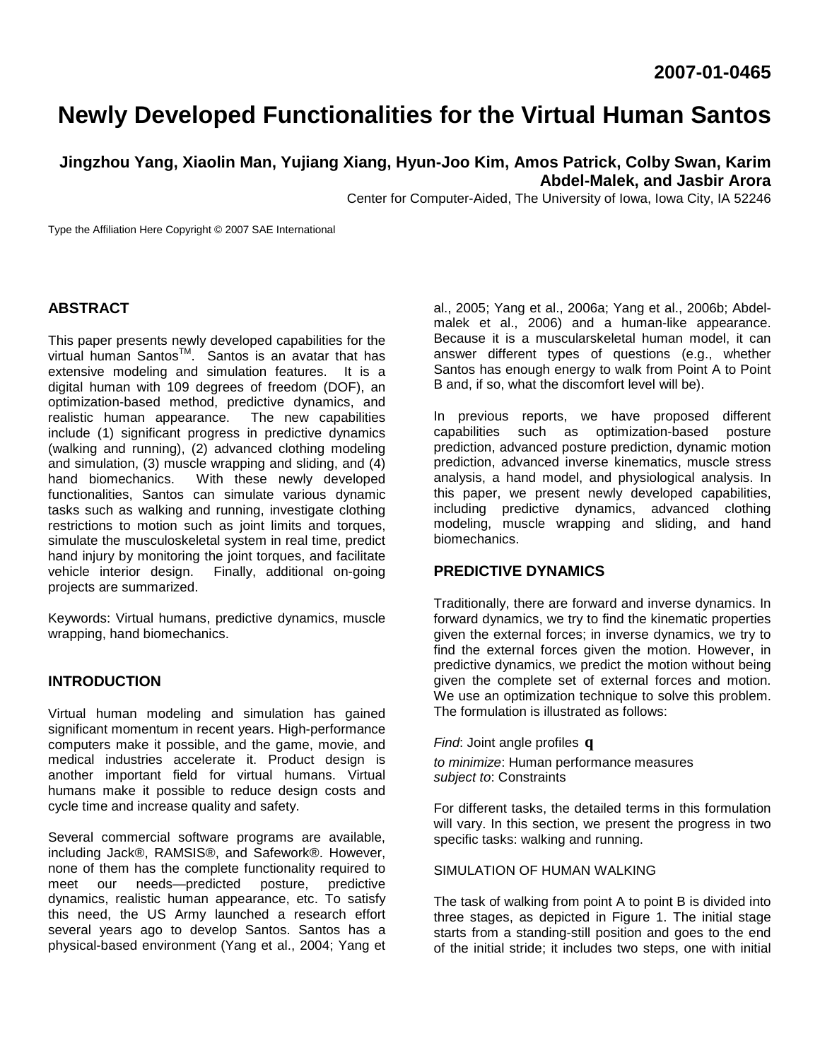2007-01-0465

# Newly Developed Functionalities for the Virtual Human Santos

**Jingzhou Yang, Xiaolin Man, Yujiang Xiang, Hyun-Joo Kim, Amos Patrick, Colby Swan, Karim Abdel-Malek, and Jasbir Arora**

Center for Computer-Aided, The University of Iowa, Iowa City, IA 52246

Type the Affiliation Here Copyright © 2007 SAE International

## ABSTRACT

This paper presents newly developed capabilities for the virtual human Santos[TM]. Santos is an avatar that has extensive modeling and simulation features. It is a digital human with 109 degrees of freedom (DOF), an optimization-based method, predictive dynamics, and realistic human appearance. The new capabilities include (1) significant progress in predictive dynamics (walking and running), (2) advanced clothing modeling and simulation, (3) muscle wrapping and sliding, and (4) hand biomechanics. With these newly developed functionalities, Santos can simulate various dynamic tasks such as walking and running, investigate clothing restrictions to motion such as joint limits and torques, simulate the musculoskeletal system in real time, predict hand injury by monitoring the joint torques, and facilitate vehicle interior design. Finally, additional on-going projects are summarized.

Keywords: Virtual humans, predictive dynamics, muscle wrapping, hand biomechanics.

## INTRODUCTION

Virtual human modeling and simulation has gained significant momentum in recent years. High-performance computers make it possible, and the game, movie, and medical industries accelerate it. Product design is another important field for virtual humans. Virtual humans make it possible to reduce design costs and cycle time and increase quality and safety.

Several commercial software programs are available, including Jack®, RAMSIS®, and Safework®. However, none of them has the complete functionality required to meet our needs—predicted posture, predictive dynamics, realistic human appearance, etc. To satisfy this need, the US Army launched a research effort several years ago to develop Santos. Santos has a physical-based environment (Yang et al., 2004; Yang et al., 2005; Yang et al., 2006a; Yang et al., 2006b; Abdel-malek et al., 2006) and a human-like appearance. Because it is a muscularskeletal human model, it can answer different types of questions (e.g., whether Santos has enough energy to walk from Point A to Point B and, if so, what the discomfort level will be).

In previous reports, we have proposed different capabilities such as optimization-based posture prediction, advanced posture prediction, dynamic motion prediction, advanced inverse kinematics, muscle stress analysis, a hand model, and physiological analysis. In this paper, we present newly developed capabilities, including predictive dynamics, advanced clothing modeling, muscle wrapping and sliding, and hand biomechanics.

## PREDICTIVE DYNAMICS

Traditionally, there are forward and inverse dynamics. In forward dynamics, we try to find the kinematic properties given the external forces; in inverse dynamics, we try to find the external forces given the motion. However, in predictive dynamics, we predict the motion without being given the complete set of external forces and motion. We use an optimization technique to solve this problem. The formulation is illustrated as follows:

*Find*: Joint angle profiles $\mathbf{q}$

*to minimize*: Human performance measures

*subject to*: Constraints

For different tasks, the detailed terms in this formulation will vary. In this section, we present the progress in two specific tasks: walking and running.

### SIMULATION OF HUMAN WALKING

The task of walking from point A to point B is divided into three stages, as depicted in Figure 1. The initial stage starts from a standing-still position and goes to the end of the initial stride; it includes two steps, one with initial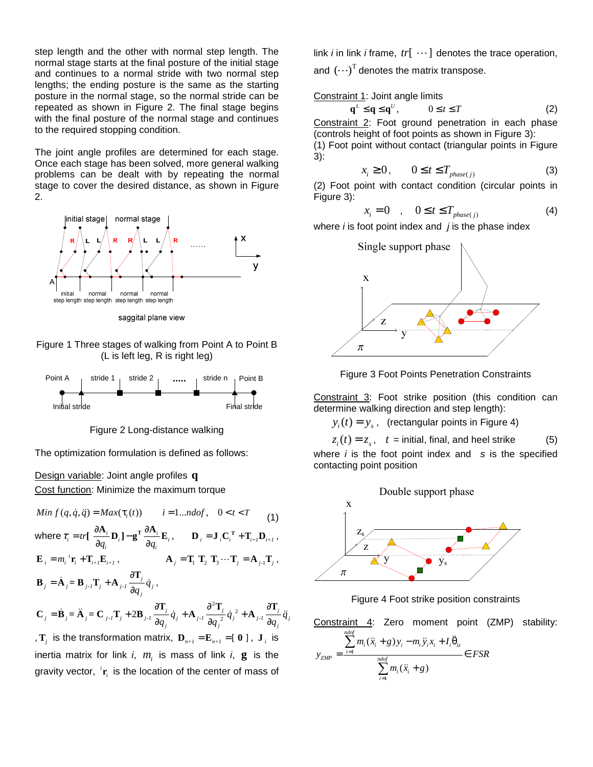step length and the other with normal step length. The normal stage starts at the final posture of the initial stage and continues to a normal stride with two normal step lengths; the ending posture is the same as the starting posture in the normal stage, so the normal stride can be repeated as shown in Figure 2. The final stage begins with the final posture of the normal stage and continues to the required stopping condition.

The joint angle profiles are determined for each stage. Once each stage has been solved, more general walking problems can be dealt with by repeating the normal stage to cover the desired distance, as shown in Figure 2.

Figure 1 Three stages of walking from Point A to Point B (L is left leg, R is right leg)

Figure 2 Long-distance walking

The optimization formulation is defined as follows:

Design variable: Joint angle profiles $\mathbf{q}$

Cost function: Minimize the maximum torque

$$Min\ f(q,\dot{q},\ddot{q}) = Max(\tau_i(t)) \qquad i = 1...ndof,\quad 0 < t < T \qquad (1)$$

where $\tau_i = tr[\dfrac{\partial \mathbf{A}_i}{\partial q_i}\mathbf{D}_i] - \mathbf{g}^T \dfrac{\partial \mathbf{A}_i}{\partial q_i}\mathbf{E}_i$, $\quad \mathbf{D}_i = \mathbf{J}_i \mathbf{C}_i^T + \mathbf{T}_{i+1}\mathbf{D}_{i+1}$,

$\mathbf{E}_i = m_i\, {}^i\mathbf{r}_i + \mathbf{T}_{i+1}\mathbf{E}_{i+1}$, $\quad \mathbf{A}_j = \mathbf{T}_1\mathbf{T}_2\mathbf{T}_3 \cdots \mathbf{T}_j = \mathbf{A}_{j-1}\mathbf{T}_j$,

$\mathbf{B}_j = \dot{\mathbf{A}}_j = \mathbf{B}_{j-1}\mathbf{T}_j + \mathbf{A}_{j-1}\dfrac{\partial \mathbf{T}_j}{\partial q_j}\dot{q}_j$,

$\mathbf{C}_j = \dot{\mathbf{B}}_j = \ddot{\mathbf{A}}_j = \mathbf{C}_{j-1}\mathbf{T}_j + 2\mathbf{B}_{j-1}\dfrac{\partial \mathbf{T}_j}{\partial q_j}\dot{q}_j + \mathbf{A}_{j-1}\dfrac{\partial^2 \mathbf{T}_j}{\partial q_j^2}\dot{q}_j^2 + \mathbf{A}_{j-1}\dfrac{\partial \mathbf{T}_j}{\partial q_j}\ddot{q}_j$

, $\mathbf{T}_j$ is the transformation matrix, $\mathbf{D}_{n+1} = \mathbf{E}_{n+1} = [\,\mathbf{0}\,]$, $\mathbf{J}_i$ is inertia matrix for link $i$, $m_i$ is mass of link $i$, $\mathbf{g}$ is the gravity vector, ${}^i\mathbf{r}_i$ is the location of the center of mass of link $i$ in link $i$ frame, $tr[\cdots]$ denotes the trace operation, and $(\cdots)^T$ denotes the matrix transpose.

Constraint 1: Joint angle limits

$$\mathbf{q}^L \le \mathbf{q} \le \mathbf{q}^U, \qquad 0 \le t \le T \qquad (2)$$

Constraint 2: Foot ground penetration in each phase (controls height of foot points as shown in Figure 3):

(1) Foot point without contact (triangular points in Figure 3):

$$x_i \ge 0, \qquad 0 \le t \le T_{phase(j)} \qquad (3)$$

(2) Foot point with contact condition (circular points in Figure 3):

$$x_i = 0 \quad , \quad 0 \le t \le T_{phase(j)} \qquad (4)$$

where $i$ is foot point index and $j$ is the phase index

Figure 3 Foot Points Penetration Constraints

Constraint 3: Foot strike position (this condition can determine walking direction and step length):

$y_i(t) = y_s$, (rectangular points in Figure 4)

$z_i(t) = z_s$, $t$ = initial, final, and heel strike (5)

where $i$ is the foot point index and $s$ is the specified contacting point position

Figure 4 Foot strike position constraints

Constraint 4: Zero moment point (ZMP) stability:

$$y_{ZMP} = \frac{\sum_{i=1}^{ndof} m_i(\ddot{x}_i + g)y_i - m_i \ddot{y}_i x_i + I_i \ddot{\theta}_{iz}}{\sum_{i=1}^{ndof} m_i(\ddot{x}_i + g)} \in FSR$$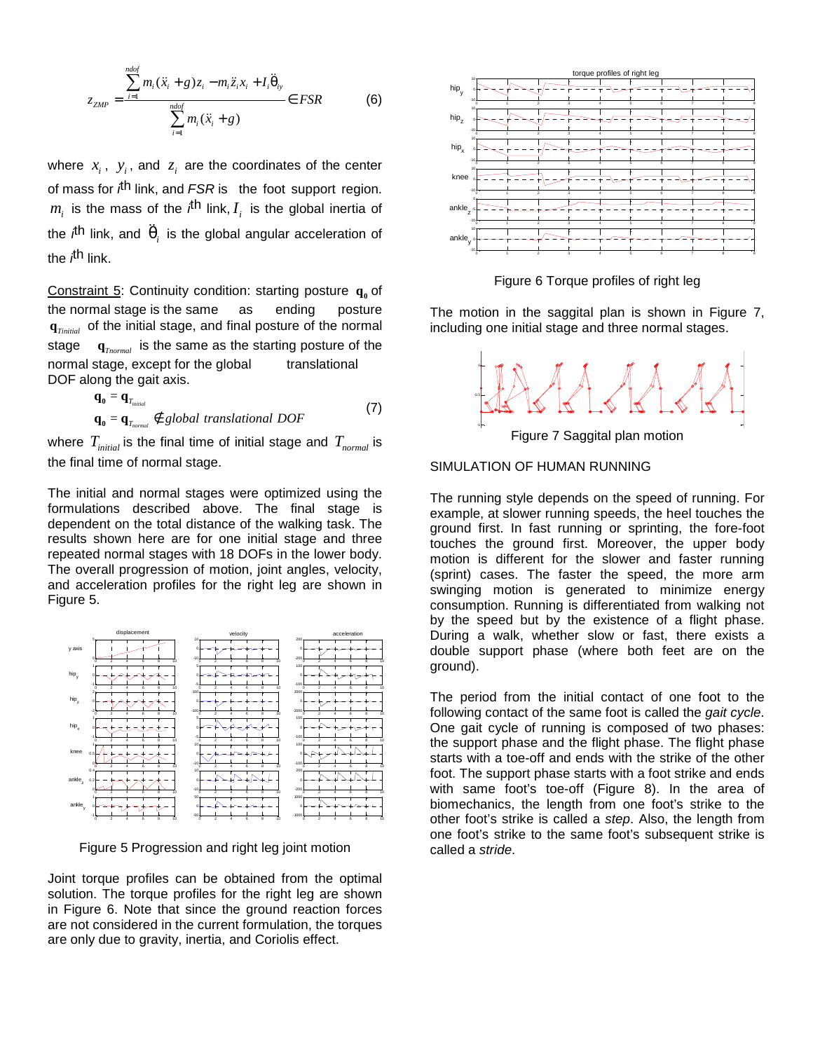$$z_{ZMP} = \frac{\sum_{i=1}^{ndof} m_i(\ddot{x}_i + g)z_i - m_i \ddot{z}_i x_i + I_i \ddot{\theta}_{iy}}{\sum_{i=1}^{ndof} m_i(\ddot{x}_i + g)} \in FSR \qquad (6)$$

where $x_i$, $y_i$, and $z_i$ are the coordinates of the center of mass for $i^{th}$ link, and *FSR* is the foot support region. $m_i$ is the mass of the $i^{th}$ link, $I_i$ is the global inertia of the $i^{th}$ link, and $\ddot{\theta}_i$ is the global angular acceleration of the $i^{th}$ link.

Constraint 5: Continuity condition: starting posture $\mathbf{q_0}$ of the normal stage is the same as ending posture $\mathbf{q}_{Tinitial}$ of the initial stage, and final posture of the normal stage $\mathbf{q}_{Tnormal}$ is the same as the starting posture of the normal stage, except for the global translational DOF along the gait axis.

$$\begin{aligned} \mathbf{q_0} &= \mathbf{q}_{T_{initial}} \\ \mathbf{q_0} &= \mathbf{q}_{T_{normal}} \notin global\ translational\ DOF \end{aligned} \qquad (7)$$

where $T_{initial}$ is the final time of initial stage and $T_{normal}$ is the final time of normal stage.

The initial and normal stages were optimized using the formulations described above. The final stage is dependent on the total distance of the walking task. The results shown here are for one initial stage and three repeated normal stages with 18 DOFs in the lower body. The overall progression of motion, joint angles, velocity, and acceleration profiles for the right leg are shown in Figure 5.

Figure 5 Progression and right leg joint motion

Joint torque profiles can be obtained from the optimal solution. The torque profiles for the right leg are shown in Figure 6. Note that since the ground reaction forces are not considered in the current formulation, the torques are only due to gravity, inertia, and Coriolis effect.

Figure 6 Torque profiles of right leg

The motion in the saggital plan is shown in Figure 7, including one initial stage and three normal stages.

Figure 7 Saggital plan motion

## SIMULATION OF HUMAN RUNNING

The running style depends on the speed of running. For example, at slower running speeds, the heel touches the ground first. In fast running or sprinting, the fore-foot touches the ground first. Moreover, the upper body motion is different for the slower and faster running (sprint) cases. The faster the speed, the more arm swinging motion is generated to minimize energy consumption. Running is differentiated from walking not by the speed but by the existence of a flight phase. During a walk, whether slow or fast, there exists a double support phase (where both feet are on the ground).

The period from the initial contact of one foot to the following contact of the same foot is called the *gait cycle*. One gait cycle of running is composed of two phases: the support phase and the flight phase. The flight phase starts with a toe-off and ends with the strike of the other foot. The support phase starts with a foot strike and ends with same foot's toe-off (Figure 8). In the area of biomechanics, the length from one foot's strike to the other foot's strike is called a *step*. Also, the length from one foot's strike to the same foot's subsequent strike is called a *stride*.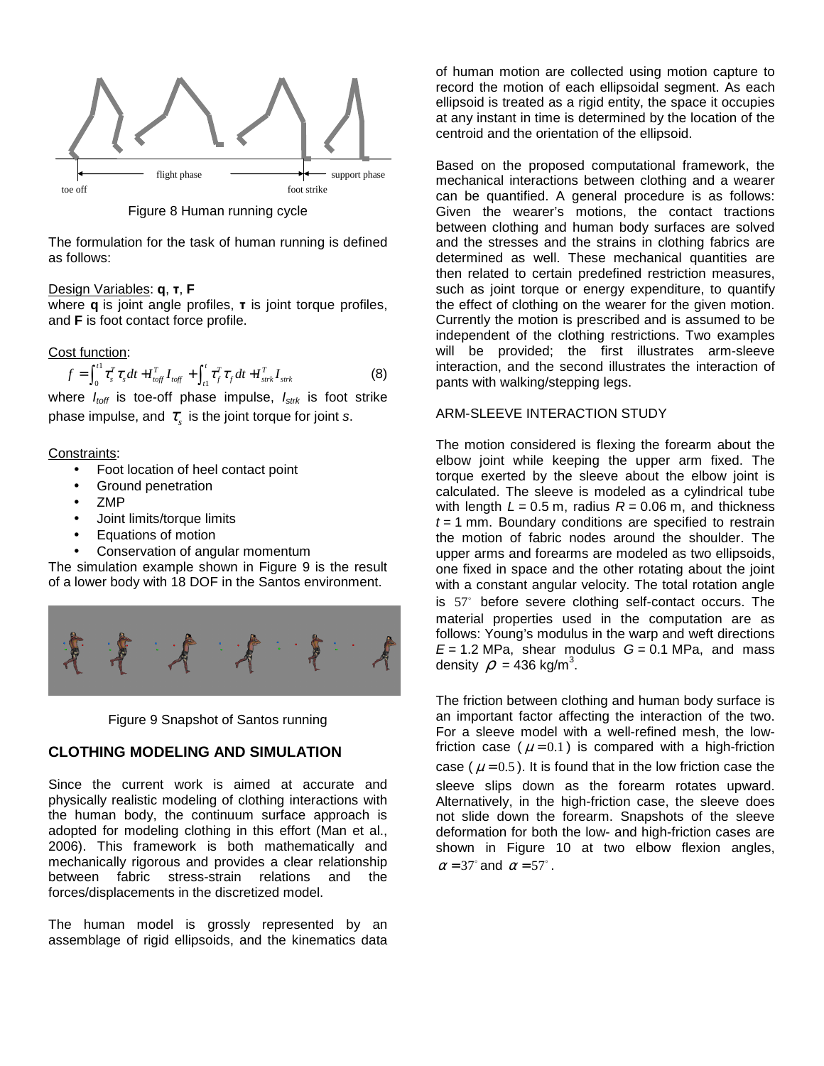Figure 8 Human running cycle

The formulation for the task of human running is defined as follows:

Design Variables: **q**, **τ**, **F**
where **q** is joint angle profiles, **τ** is joint torque profiles, and **F** is foot contact force profile.

Cost function:

$$f = \int_0^{t1} \tau_s^T \tau_s dt + I_{toff}^T I_{toff} + \int_{t1}^{t} \tau_f^T \tau_f dt + I_{strk}^T I_{strk} \quad (8)$$

where $I_{toff}$ is toe-off phase impulse, $I_{strk}$ is foot strike phase impulse, and $\tau_s$ is the joint torque for joint *s*.

Constraints:

- Foot location of heel contact point
- Ground penetration
- ZMP
- Joint limits/torque limits
- Equations of motion
- Conservation of angular momentum

The simulation example shown in Figure 9 is the result of a lower body with 18 DOF in the Santos environment.

Figure 9 Snapshot of Santos running

## CLOTHING MODELING AND SIMULATION

Since the current work is aimed at accurate and physically realistic modeling of clothing interactions with the human body, the continuum surface approach is adopted for modeling clothing in this effort (Man et al., 2006). This framework is both mathematically and mechanically rigorous and provides a clear relationship between fabric stress-strain relations and the forces/displacements in the discretized model.

The human model is grossly represented by an assemblage of rigid ellipsoids, and the kinematics data of human motion are collected using motion capture to record the motion of each ellipsoidal segment. As each ellipsoid is treated as a rigid entity, the space it occupies at any instant in time is determined by the location of the centroid and the orientation of the ellipsoid.

Based on the proposed computational framework, the mechanical interactions between clothing and a wearer can be quantified. A general procedure is as follows: Given the wearer's motions, the contact tractions between clothing and human body surfaces are solved and the stresses and the strains in clothing fabrics are determined as well. These mechanical quantities are then related to certain predefined restriction measures, such as joint torque or energy expenditure, to quantify the effect of clothing on the wearer for the given motion. Currently the motion is prescribed and is assumed to be independent of the clothing restrictions. Two examples will be provided; the first illustrates arm-sleeve interaction, and the second illustrates the interaction of pants with walking/stepping legs.

### ARM-SLEEVE INTERACTION STUDY

The motion considered is flexing the forearm about the elbow joint while keeping the upper arm fixed. The torque exerted by the sleeve about the elbow joint is calculated. The sleeve is modeled as a cylindrical tube with length $L$ = 0.5 m, radius $R$ = 0.06 m, and thickness $t$ = 1 mm. Boundary conditions are specified to restrain the motion of fabric nodes around the shoulder. The upper arms and forearms are modeled as two ellipsoids, one fixed in space and the other rotating about the joint with a constant angular velocity. The total rotation angle is $57^\circ$ before severe clothing self-contact occurs. The material properties used in the computation are as follows: Young's modulus in the warp and weft directions $E$ = 1.2 MPa, shear modulus $G$ = 0.1 MPa, and mass density $\rho$ = 436 kg/m$^3$.

The friction between clothing and human body surface is an important factor affecting the interaction of the two. For a sleeve model with a well-refined mesh, the low-friction case ($\mu = 0.1$) is compared with a high-friction case ($\mu = 0.5$). It is found that in the low friction case the sleeve slips down as the forearm rotates upward. Alternatively, in the high-friction case, the sleeve does not slide down the forearm. Snapshots of the sleeve deformation for both the low- and high-friction cases are shown in Figure 10 at two elbow flexion angles, $\alpha = 37^\circ$ and $\alpha = 57^\circ$.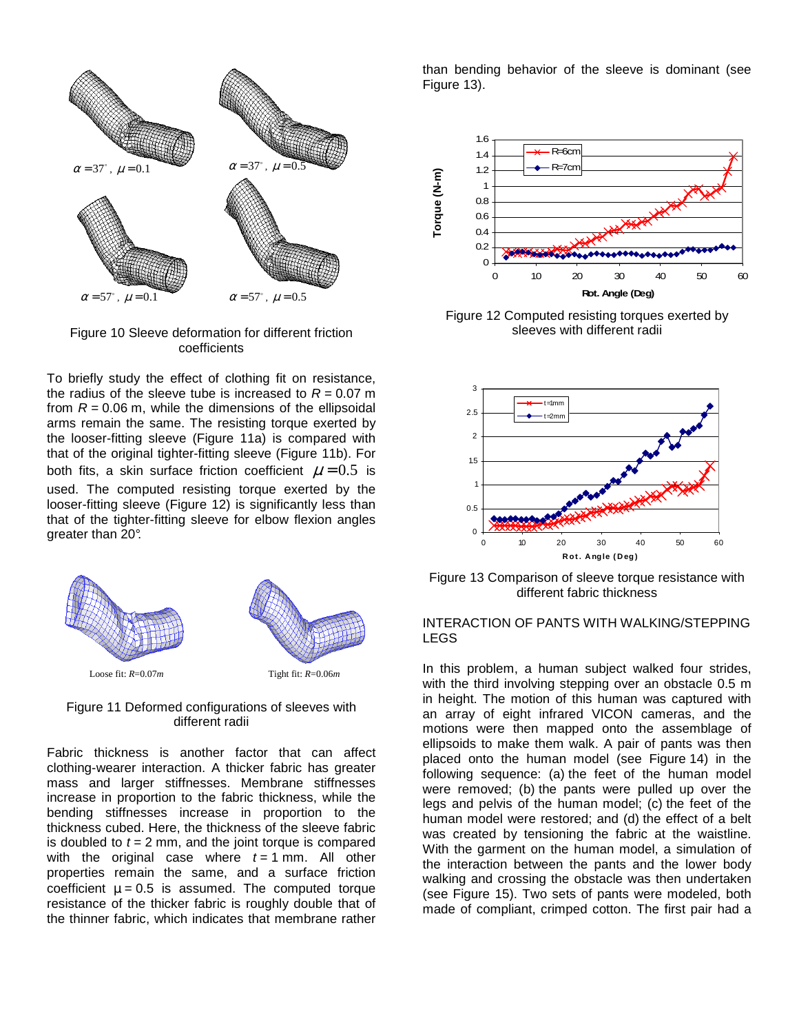$\alpha = 37^{\circ}$, $\mu = 0.1$  $\alpha = 37^{\circ}$, $\mu = 0.5$

$\alpha = 57^{\circ}$, $\mu = 0.1$  $\alpha = 57^{\circ}$, $\mu = 0.5$

Figure 10 Sleeve deformation for different friction coefficients

To briefly study the effect of clothing fit on resistance, the radius of the sleeve tube is increased to $R$ = 0.07 m from $R$ = 0.06 m, while the dimensions of the ellipsoidal arms remain the same. The resisting torque exerted by the looser-fitting sleeve (Figure 11a) is compared with that of the original tighter-fitting sleeve (Figure 11b). For both fits, a skin surface friction coefficient $\mu = 0.5$ is used. The computed resisting torque exerted by the looser-fitting sleeve (Figure 12) is significantly less than that of the tighter-fitting sleeve for elbow flexion angles greater than 20°.

Loose fit: $R$=0.07$m$  Tight fit: $R$=0.06$m$

Figure 11 Deformed configurations of sleeves with different radii

Fabric thickness is another factor that can affect clothing-wearer interaction. A thicker fabric has greater mass and larger stiffnesses. Membrane stiffnesses increase in proportion to the fabric thickness, while the bending stiffnesses increase in proportion to the thickness cubed. Here, the thickness of the sleeve fabric is doubled to $t$ = 2 mm, and the joint torque is compared with the original case where $t$ = 1 mm. All other properties remain the same, and a surface friction coefficient $\mu = 0.5$ is assumed. The computed torque resistance of the thicker fabric is roughly double that of the thinner fabric, which indicates that membrane rather than bending behavior of the sleeve is dominant (see Figure 13).

Figure 12 Computed resisting torques exerted by sleeves with different radii

Figure 13 Comparison of sleeve torque resistance with different fabric thickness

## INTERACTION OF PANTS WITH WALKING/STEPPING LEGS

In this problem, a human subject walked four strides, with the third involving stepping over an obstacle 0.5 m in height. The motion of this human was captured with an array of eight infrared VICON cameras, and the motions were then mapped onto the assemblage of ellipsoids to make them walk. A pair of pants was then placed onto the human model (see Figure 14) in the following sequence: (a) the feet of the human model were removed; (b) the pants were pulled up over the legs and pelvis of the human model; (c) the feet of the human model were restored; and (d) the effect of a belt was created by tensioning the fabric at the waistline. With the garment on the human model, a simulation of the interaction between the pants and the lower body walking and crossing the obstacle was then undertaken (see Figure 15). Two sets of pants were modeled, both made of compliant, crimped cotton. The first pair had a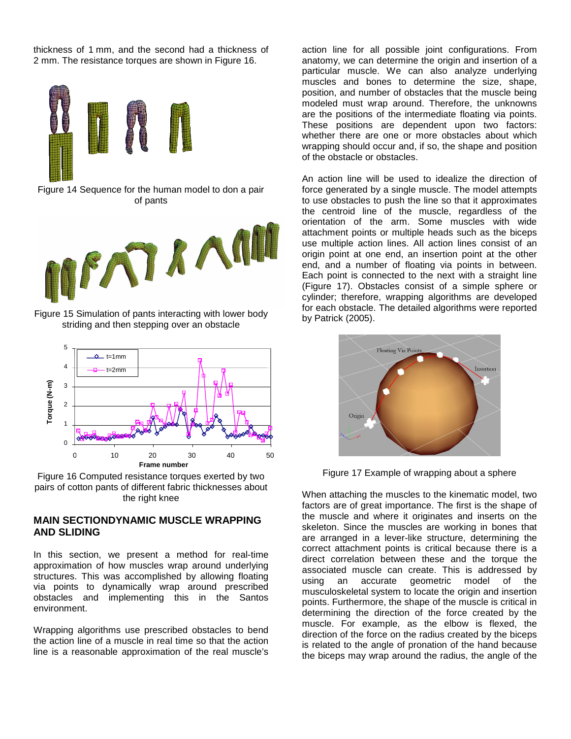thickness of 1 mm, and the second had a thickness of 2 mm. The resistance torques are shown in Figure 16.

Figure 14 Sequence for the human model to don a pair of pants

Figure 15 Simulation of pants interacting with lower body striding and then stepping over an obstacle

Figure 16 Computed resistance torques exerted by two pairs of cotton pants of different fabric thicknesses about the right knee

## MAIN SECTIONDYNAMIC MUSCLE WRAPPING AND SLIDING

In this section, we present a method for real-time approximation of how muscles wrap around underlying structures. This was accomplished by allowing floating via points to dynamically wrap around prescribed obstacles and implementing this in the Santos environment.

Wrapping algorithms use prescribed obstacles to bend the action line of a muscle in real time so that the action line is a reasonable approximation of the real muscle's action line for all possible joint configurations. From anatomy, we can determine the origin and insertion of a particular muscle. We can also analyze underlying muscles and bones to determine the size, shape, position, and number of obstacles that the muscle being modeled must wrap around. Therefore, the unknowns are the positions of the intermediate floating via points. These positions are dependent upon two factors: whether there are one or more obstacles about which wrapping should occur and, if so, the shape and position of the obstacle or obstacles.

An action line will be used to idealize the direction of force generated by a single muscle. The model attempts to use obstacles to push the line so that it approximates the centroid line of the muscle, regardless of the orientation of the arm. Some muscles with wide attachment points or multiple heads such as the biceps use multiple action lines. All action lines consist of an origin point at one end, an insertion point at the other end, and a number of floating via points in between. Each point is connected to the next with a straight line (Figure 17). Obstacles consist of a simple sphere or cylinder; therefore, wrapping algorithms are developed for each obstacle. The detailed algorithms were reported by Patrick (2005).

Figure 17 Example of wrapping about a sphere

When attaching the muscles to the kinematic model, two factors are of great importance. The first is the shape of the muscle and where it originates and inserts on the skeleton. Since the muscles are working in bones that are arranged in a lever-like structure, determining the correct attachment points is critical because there is a direct correlation between these and the torque the associated muscle can create. This is addressed by using an accurate geometric model of the musculoskeletal system to locate the origin and insertion points. Furthermore, the shape of the muscle is critical in determining the direction of the force created by the muscle. For example, as the elbow is flexed, the direction of the force on the radius created by the biceps is related to the angle of pronation of the hand because the biceps may wrap around the radius, the angle of the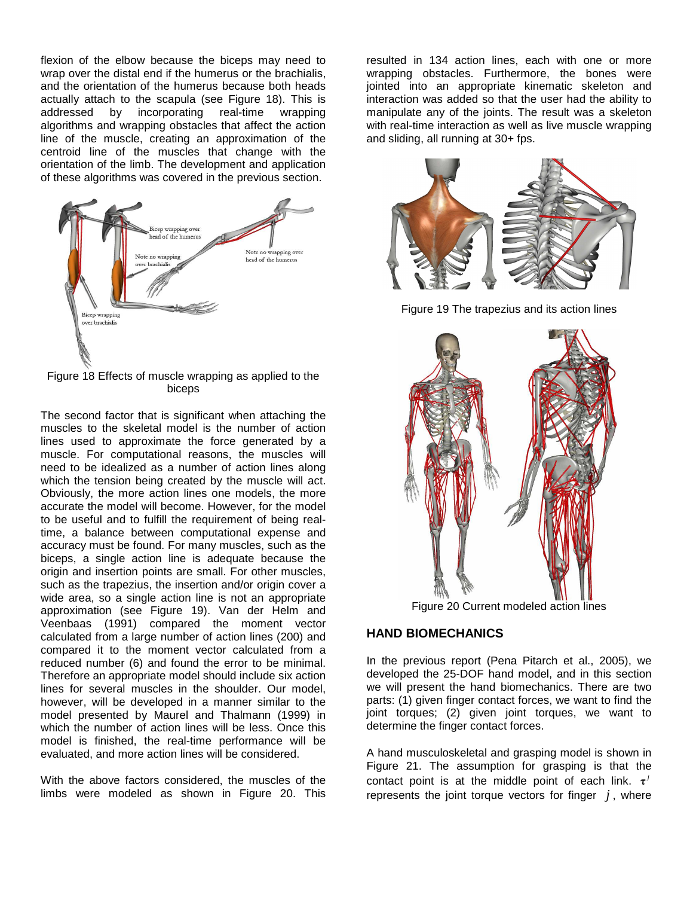flexion of the elbow because the biceps may need to wrap over the distal end if the humerus or the brachialis, and the orientation of the humerus because both heads actually attach to the scapula (see Figure 18). This is addressed by incorporating real-time wrapping algorithms and wrapping obstacles that affect the action line of the muscle, creating an approximation of the centroid line of the muscles that change with the orientation of the limb. The development and application of these algorithms was covered in the previous section.

Figure 18 Effects of muscle wrapping as applied to the biceps

The second factor that is significant when attaching the muscles to the skeletal model is the number of action lines used to approximate the force generated by a muscle. For computational reasons, the muscles will need to be idealized as a number of action lines along which the tension being created by the muscle will act. Obviously, the more action lines one models, the more accurate the model will become. However, for the model to be useful and to fulfill the requirement of being real-time, a balance between computational expense and accuracy must be found. For many muscles, such as the biceps, a single action line is adequate because the origin and insertion points are small. For other muscles, such as the trapezius, the insertion and/or origin cover a wide area, so a single action line is not an appropriate approximation (see Figure 19). Van der Helm and Veenbaas (1991) compared the moment vector calculated from a large number of action lines (200) and compared it to the moment vector calculated from a reduced number (6) and found the error to be minimal. Therefore an appropriate model should include six action lines for several muscles in the shoulder. Our model, however, will be developed in a manner similar to the model presented by Maurel and Thalmann (1999) in which the number of action lines will be less. Once this model is finished, the real-time performance will be evaluated, and more action lines will be considered.

With the above factors considered, the muscles of the limbs were modeled as shown in Figure 20. This resulted in 134 action lines, each with one or more wrapping obstacles. Furthermore, the bones were jointed into an appropriate kinematic skeleton and interaction was added so that the user had the ability to manipulate any of the joints. The result was a skeleton with real-time interaction as well as live muscle wrapping and sliding, all running at 30+ fps.

Figure 19 The trapezius and its action lines

Figure 20 Current modeled action lines

## HAND BIOMECHANICS

In the previous report (Pena Pitarch et al., 2005), we developed the 25-DOF hand model, and in this section we will present the hand biomechanics. There are two parts: (1) given finger contact forces, we want to find the joint torques; (2) given joint torques, we want to determine the finger contact forces.

A hand musculoskeletal and grasping model is shown in Figure 21. The assumption for grasping is that the contact point is at the middle point of each link. $\boldsymbol{\tau}^j$ represents the joint torque vectors for finger $j$, where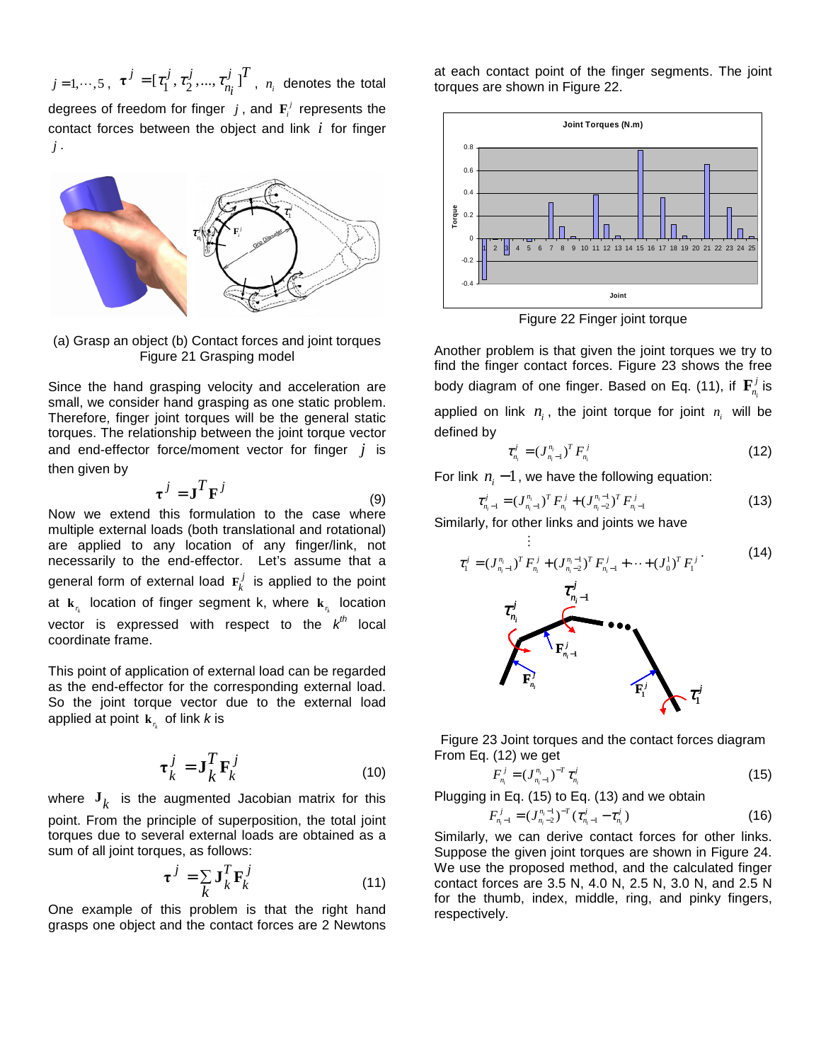$j = 1, \cdots, 5$, $\boldsymbol{\tau}^j = [\tau_1^j, \tau_2^j, ..., \tau_{n_i}^j]^T$, $n_i$ denotes the total degrees of freedom for finger $j$, and $\mathbf{F}_i^j$ represents the contact forces between the object and link $i$ for finger $j$.

(a) Grasp an object (b) Contact forces and joint torques
Figure 21 Grasping model

Since the hand grasping velocity and acceleration are small, we consider hand grasping as one static problem. Therefore, finger joint torques will be the general static torques. The relationship between the joint torque vector and end-effector force/moment vector for finger $j$ is then given by

$$\boldsymbol{\tau}^j = \mathbf{J}^T \mathbf{F}^j \tag{9}$$

Now we extend this formulation to the case where multiple external loads (both translational and rotational) are applied to any location of any finger/link, not necessarily to the end-effector. Let's assume that a general form of external load $\mathbf{F}_k^j$ is applied to the point at $\mathbf{k}_{r_k}$ location of finger segment k, where $\mathbf{k}_{r_k}$ location vector is expressed with respect to the $k^{th}$ local coordinate frame.

This point of application of external load can be regarded as the end-effector for the corresponding external load. So the joint torque vector due to the external load applied at point $\mathbf{k}_{r_k}$ of link *k* is

$$\boldsymbol{\tau}_k^j = \mathbf{J}_k^T \mathbf{F}_k^j \tag{10}$$

where $\mathbf{J}_k$ is the augmented Jacobian matrix for this point. From the principle of superposition, the total joint torques due to several external loads are obtained as a sum of all joint torques, as follows:

$$\boldsymbol{\tau}^j = \sum_k \mathbf{J}_k^T \mathbf{F}_k^j \tag{11}$$

One example of this problem is that the right hand grasps one object and the contact forces are 2 Newtons at each contact point of the finger segments. The joint torques are shown in Figure 22.

Figure 22 Finger joint torque

Another problem is that given the joint torques we try to find the finger contact forces. Figure 23 shows the free body diagram of one finger. Based on Eq. (11), if $\mathbf{F}_{n_i}^j$ is applied on link $n_i$, the joint torque for joint $n_i$ will be defined by

$$\tau_{n_i}^j = (J_{n_i-1}^{n_i})^T F_{n_i}^j \tag{12}$$

For link $n_i - 1$, we have the following equation:

$$\tau_{n_i-1}^j = (J_{n_i-1}^{n_i})^T F_{n_i}^j + (J_{n_i-2}^{n_i-1})^T F_{n_i-1}^j \tag{13}$$

Similarly, for other links and joints we have

$$\vdots$$

$$\tau_1^j = (J_{n_i-1}^{n_i})^T F_{n_i}^j + (J_{n_i-2}^{n_i-1})^T F_{n_i-1}^j + \cdots + (J_0^1)^T F_1^j \tag{14}$$

Figure 23 Joint torques and the contact forces diagram

From Eq. (12) we get

$$F_{n_i}^j = (J_{n_i-1}^{n_i})^{-T} \tau_{n_i}^j \tag{15}$$

Plugging in Eq. (15) to Eq. (13) and we obtain

$$F_{n_i-1}^j = (J_{n_i-2}^{n_i-1})^{-T} (\tau_{n_i-1}^j - \tau_{n_i}^j) \tag{16}$$

Similarly, we can derive contact forces for other links. Suppose the given joint torques are shown in Figure 24. We use the proposed method, and the calculated finger contact forces are 3.5 N, 4.0 N, 2.5 N, 3.0 N, and 2.5 N for the thumb, index, middle, ring, and pinky fingers, respectively.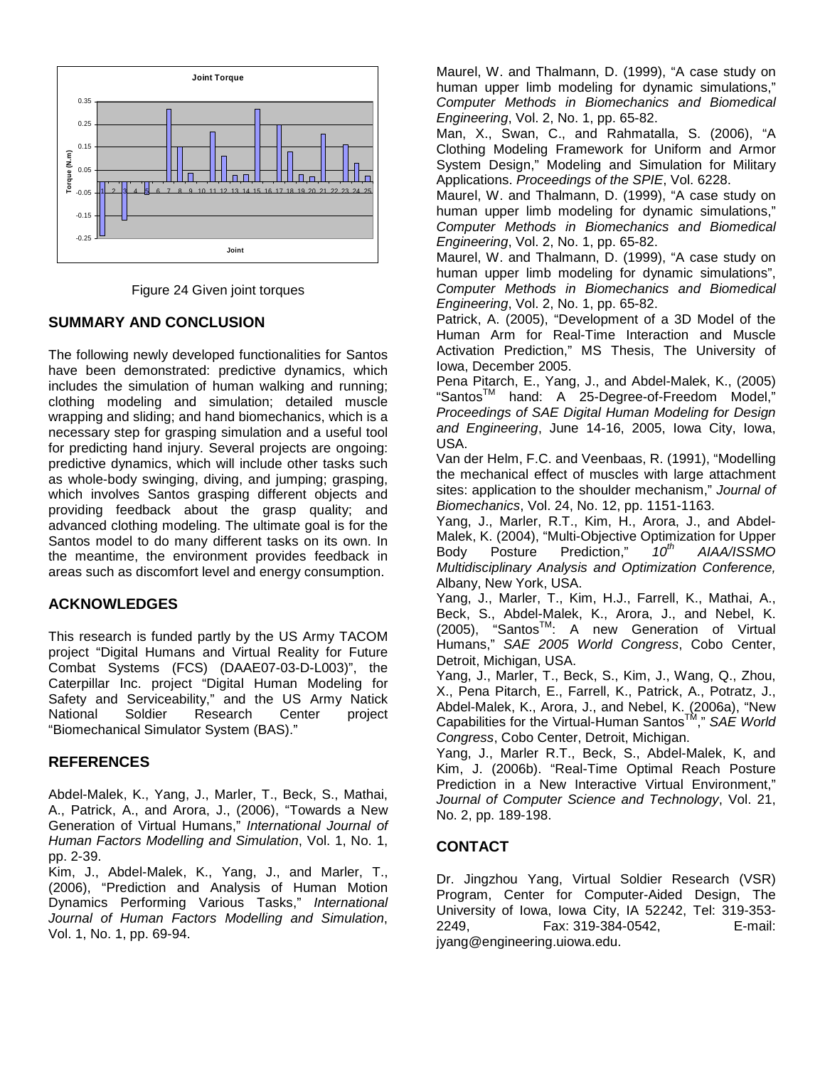Joint Torque

Torque (N.m)

0.35
0.25
0.15
0.05
-0.05
-0.15
-0.25

1 2 3 4 5 6 7 8 9 10 11 12 13 14 15 16 17 18 19 20 21 22 23 24 25

Joint

Figure 24 Given joint torques

## SUMMARY AND CONCLUSION

The following newly developed functionalities for Santos have been demonstrated: predictive dynamics, which includes the simulation of human walking and running; clothing modeling and simulation; detailed muscle wrapping and sliding; and hand biomechanics, which is a necessary step for grasping simulation and a useful tool for predicting hand injury. Several projects are ongoing: predictive dynamics, which will include other tasks such as whole-body swinging, diving, and jumping; grasping, which involves Santos grasping different objects and providing feedback about the grasp quality; and advanced clothing modeling. The ultimate goal is for the Santos model to do many different tasks on its own. In the meantime, the environment provides feedback in areas such as discomfort level and energy consumption.

## ACKNOWLEDGES

This research is funded partly by the US Army TACOM project "Digital Humans and Virtual Reality for Future Combat Systems (FCS) (DAAE07-03-D-L003)", the Caterpillar Inc. project "Digital Human Modeling for Safety and Serviceability," and the US Army Natick National Soldier Research Center project "Biomechanical Simulator System (BAS)."

## REFERENCES

Abdel-Malek, K., Yang, J., Marler, T., Beck, S., Mathai, A., Patrick, A., and Arora, J., (2006), "Towards a New Generation of Virtual Humans," *International Journal of Human Factors Modelling and Simulation*, Vol. 1, No. 1, pp. 2-39.

Kim, J., Abdel-Malek, K., Yang, J., and Marler, T., (2006), "Prediction and Analysis of Human Motion Dynamics Performing Various Tasks," *International Journal of Human Factors Modelling and Simulation*, Vol. 1, No. 1, pp. 69-94.

Maurel, W. and Thalmann, D. (1999), "A case study on human upper limb modeling for dynamic simulations," *Computer Methods in Biomechanics and Biomedical Engineering*, Vol. 2, No. 1, pp. 65-82.

Man, X., Swan, C., and Rahmatalla, S. (2006), "A Clothing Modeling Framework for Uniform and Armor System Design," Modeling and Simulation for Military Applications. *Proceedings of the SPIE*, Vol. 6228.

Maurel, W. and Thalmann, D. (1999), "A case study on human upper limb modeling for dynamic simulations," *Computer Methods in Biomechanics and Biomedical Engineering*, Vol. 2, No. 1, pp. 65-82.

Maurel, W. and Thalmann, D. (1999), "A case study on human upper limb modeling for dynamic simulations", *Computer Methods in Biomechanics and Biomedical Engineering*, Vol. 2, No. 1, pp. 65-82.

Patrick, A. (2005), "Development of a 3D Model of the Human Arm for Real-Time Interaction and Muscle Activation Prediction," MS Thesis, The University of Iowa, December 2005.

Pena Pitarch, E., Yang, J., and Abdel-Malek, K., (2005) "Santos™ hand: A 25-Degree-of-Freedom Model," *Proceedings of SAE Digital Human Modeling for Design and Engineering*, June 14-16, 2005, Iowa City, Iowa, USA.

Van der Helm, F.C. and Veenbaas, R. (1991), "Modelling the mechanical effect of muscles with large attachment sites: application to the shoulder mechanism," *Journal of Biomechanics*, Vol. 24, No. 12, pp. 1151-1163.

Yang, J., Marler, R.T., Kim, H., Arora, J., and Abdel-Malek, K. (2004), "Multi-Objective Optimization for Upper Body Posture Prediction," *10th AIAA/ISSMO Multidisciplinary Analysis and Optimization Conference,* Albany, New York, USA.

Yang, J., Marler, T., Kim, H.J., Farrell, K., Mathai, A., Beck, S., Abdel-Malek, K., Arora, J., and Nebel, K. (2005), "Santos™: A new Generation of Virtual Humans," *SAE 2005 World Congress*, Cobo Center, Detroit, Michigan, USA.

Yang, J., Marler, T., Beck, S., Kim, J., Wang, Q., Zhou, X., Pena Pitarch, E., Farrell, K., Patrick, A., Potratz, J., Abdel-Malek, K., Arora, J., and Nebel, K. (2006a), "New Capabilities for the Virtual-Human Santos™," *SAE World Congress*, Cobo Center, Detroit, Michigan.

Yang, J., Marler R.T., Beck, S., Abdel-Malek, K, and Kim, J. (2006b). "Real-Time Optimal Reach Posture Prediction in a New Interactive Virtual Environment," *Journal of Computer Science and Technology*, Vol. 21, No. 2, pp. 189-198.

## CONTACT

Dr. Jingzhou Yang, Virtual Soldier Research (VSR) Program, Center for Computer-Aided Design, The University of Iowa, Iowa City, IA 52242, Tel: 319-353-2249, Fax: 319-384-0542, E-mail: jyang@engineering.uiowa.edu.